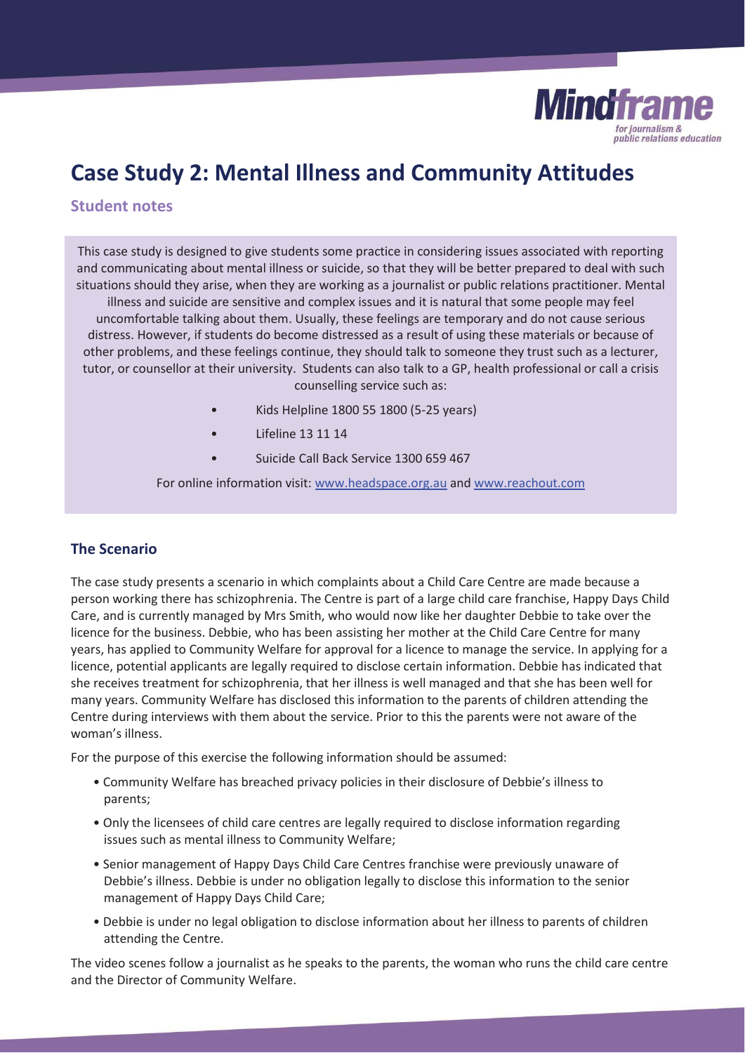# Case Study 2: Mental Illness and Community Attitudes

## Student notes

This case study is designed to give students some practice in considering issues associated with reporting and communicating about mental illness or suicide, so that they will be better prepared to deal with such situations should they arise, when they are working as a journalist or public relations practitioner. Mental illness and suicide are sensitive and complex issues and it is natural that some people may feel uncomfortable talking about them. Usually, these feelings are temporary and do not cause serious distress. However, if students do become distressed as a result of using these materials or because of other problems, and these feelings continue, they should talk to someone they trust such as a lecturer, tutor, or counsellor at their university. Students can also talk to a GP, health professional or call a crisis counselling service such as:

- Kids Helpline 1800 55 1800 (5-25 years)
- Lifeline 13 11 14
- Suicide Call Back Service 1300 659 467

For online information visit: www.headspace.org.au and www.reachout.com

### The Scenario

The case study presents a scenario in which complaints about a Child Care Centre are made because a person working there has schizophrenia. The Centre is part of a large child care franchise, Happy Days Child Care, and is currently managed by Mrs Smith, who would now like her daughter Debbie to take over the licence for the business. Debbie, who has been assisting her mother at the Child Care Centre for many years, has applied to Community Welfare for approval for a licence to manage the service. In applying for a licence, potential applicants are legally required to disclose certain information. Debbie has indicated that she receives treatment for schizophrenia, that her illness is well managed and that she has been well for many years. Community Welfare has disclosed this information to the parents of children attending the Centre during interviews with them about the service. Prior to this the parents were not aware of the woman's illness.

For the purpose of this exercise the following information should be assumed:

- Community Welfare has breached privacy policies in their disclosure of Debbie's illness to parents;
- Only the licensees of child care centres are legally required to disclose information regarding issues such as mental illness to Community Welfare;
- Senior management of Happy Days Child Care Centres franchise were previously unaware of Debbie's illness. Debbie is under no obligation legally to disclose this information to the senior management of Happy Days Child Care;
- Debbie is under no legal obligation to disclose information about her illness to parents of children attending the Centre.

The video scenes follow a journalist as he speaks to the parents, the woman who runs the child care centre and the Director of Community Welfare.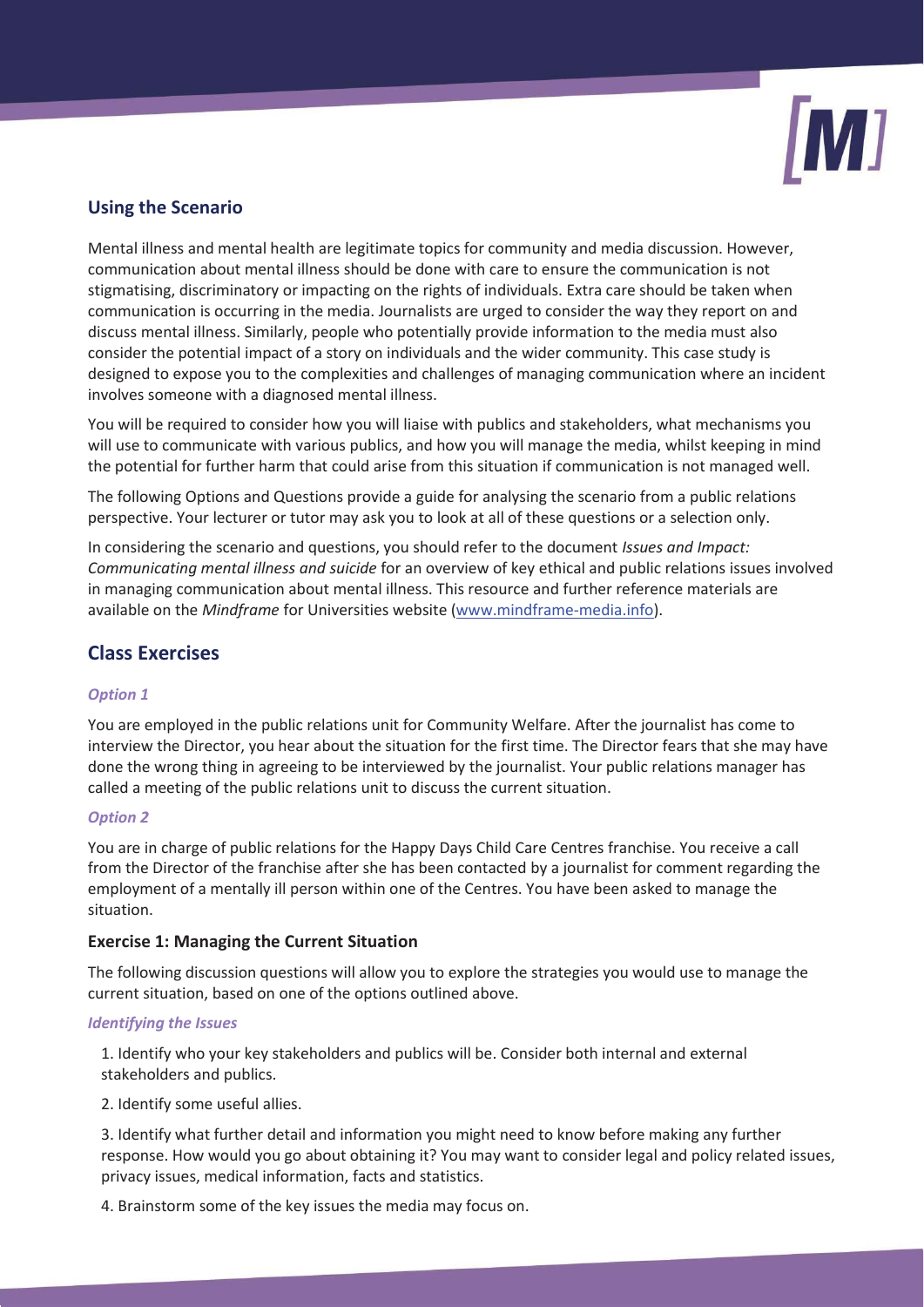## Using the Scenario

Mental illness and mental health are legitimate topics for community and media discussion. However, communication about mental illness should be done with care to ensure the communication is not stigmatising, discriminatory or impacting on the rights of individuals. Extra care should be taken when communication is occurring in the media. Journalists are urged to consider the way they report on and discuss mental illness. Similarly, people who potentially provide information to the media must also consider the potential impact of a story on individuals and the wider community. This case study is designed to expose you to the complexities and challenges of managing communication where an incident involves someone with a diagnosed mental illness.

You will be required to consider how you will liaise with publics and stakeholders, what mechanisms you will use to communicate with various publics, and how you will manage the media, whilst keeping in mind the potential for further harm that could arise from this situation if communication is not managed well.

The following Options and Questions provide a guide for analysing the scenario from a public relations perspective. Your lecturer or tutor may ask you to look at all of these questions or a selection only.

In considering the scenario and questions, you should refer to the document *Issues and Impact: Communicating mental illness and suicide* for an overview of key ethical and public relations issues involved in managing communication about mental illness. This resource and further reference materials are available on the *Mindframe* for Universities website (www.mindframe-media.info).

## Class Exercises

### *Option 1*

You are employed in the public relations unit for Community Welfare. After the journalist has come to interview the Director, you hear about the situation for the first time. The Director fears that she may have done the wrong thing in agreeing to be interviewed by the journalist. Your public relations manager has called a meeting of the public relations unit to discuss the current situation.

### *Option 2*

You are in charge of public relations for the Happy Days Child Care Centres franchise. You receive a call from the Director of the franchise after she has been contacted by a journalist for comment regarding the employment of a mentally ill person within one of the Centres. You have been asked to manage the situation.

### Exercise 1: Managing the Current Situation

The following discussion questions will allow you to explore the strategies you would use to manage the current situation, based on one of the options outlined above.

#### *Identifying the Issues*

1. Identify who your key stakeholders and publics will be. Consider both internal and external stakeholders and publics.
2. Identify some useful allies.
3. Identify what further detail and information you might need to know before making any further response. How would you go about obtaining it? You may want to consider legal and policy related issues, privacy issues, medical information, facts and statistics.
4. Brainstorm some of the key issues the media may focus on.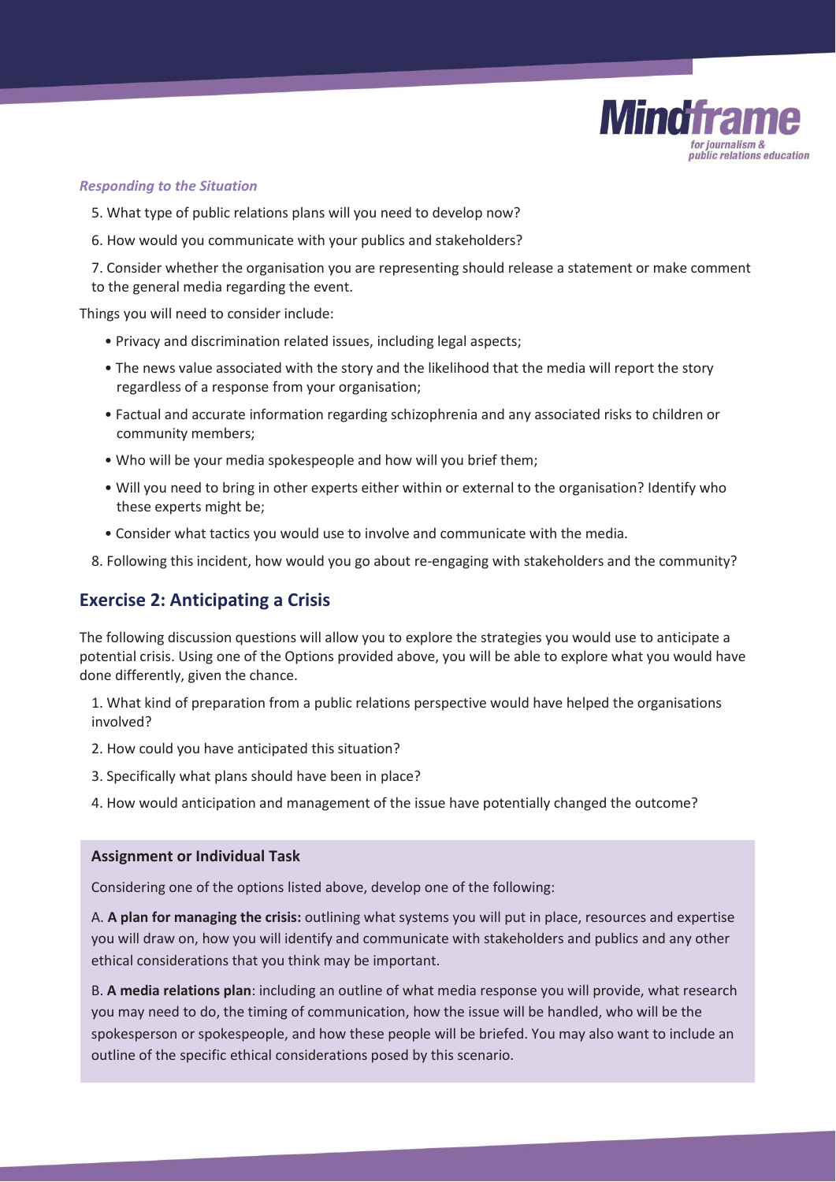*Responding to the Situation*

5. What type of public relations plans will you need to develop now?
6. How would you communicate with your publics and stakeholders?
7. Consider whether the organisation you are representing should release a statement or make comment to the general media regarding the event.

Things you will need to consider include:

- Privacy and discrimination related issues, including legal aspects;
- The news value associated with the story and the likelihood that the media will report the story regardless of a response from your organisation;
- Factual and accurate information regarding schizophrenia and any associated risks to children or community members;
- Who will be your media spokespeople and how will you brief them;
- Will you need to bring in other experts either within or external to the organisation? Identify who these experts might be;
- Consider what tactics you would use to involve and communicate with the media.

8. Following this incident, how would you go about re-engaging with stakeholders and the community?

## Exercise 2: Anticipating a Crisis

The following discussion questions will allow you to explore the strategies you would use to anticipate a potential crisis. Using one of the Options provided above, you will be able to explore what you would have done differently, given the chance.

1. What kind of preparation from a public relations perspective would have helped the organisations involved?
2. How could you have anticipated this situation?
3. Specifically what plans should have been in place?
4. How would anticipation and management of the issue have potentially changed the outcome?

### Assignment or Individual Task

Considering one of the options listed above, develop one of the following:

A. **A plan for managing the crisis:** outlining what systems you will put in place, resources and expertise you will draw on, how you will identify and communicate with stakeholders and publics and any other ethical considerations that you think may be important.

B. **A media relations plan**: including an outline of what media response you will provide, what research you may need to do, the timing of communication, how the issue will be handled, who will be the spokesperson or spokespeople, and how these people will be briefed. You may also want to include an outline of the specific ethical considerations posed by this scenario.